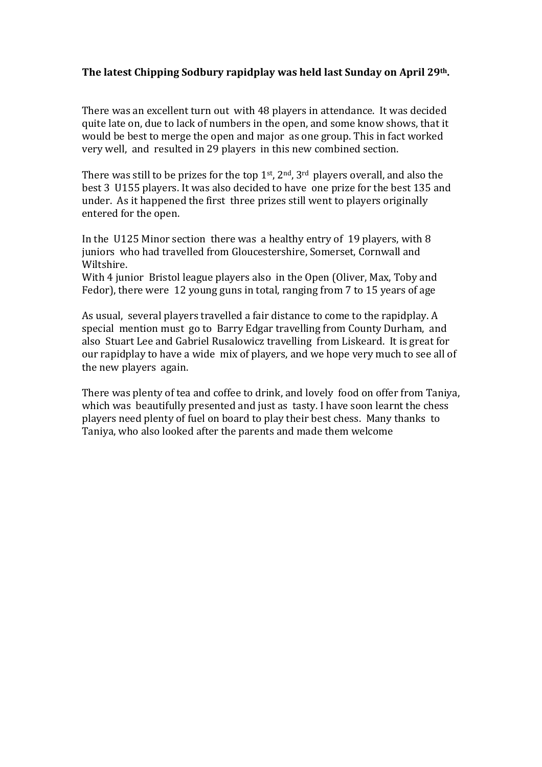**The latest Chipping Sodbury rapidplay was held last Sunday on April 29th.**

There was an excellent turn out with 48 players in attendance. It was decided quite late on, due to lack of numbers in the open, and some know shows, that it would be best to merge the open and major as one group. This in fact worked very well, and resulted in 29 players in this new combined section.

There was still to be prizes for the top 1st, 2nd, 3rd players overall, and also the best 3 U155 players. It was also decided to have one prize for the best 135 and under. As it happened the first three prizes still went to players originally entered for the open.

In the U125 Minor section there was a healthy entry of 19 players, with 8 juniors who had travelled from Gloucestershire, Somerset, Cornwall and Wiltshire.
With 4 junior Bristol league players also in the Open (Oliver, Max, Toby and Fedor), there were 12 young guns in total, ranging from 7 to 15 years of age

As usual, several players travelled a fair distance to come to the rapidplay. A special mention must go to Barry Edgar travelling from County Durham, and also Stuart Lee and Gabriel Rusalowicz travelling from Liskeard. It is great for our rapidplay to have a wide mix of players, and we hope very much to see all of the new players again.

There was plenty of tea and coffee to drink, and lovely food on offer from Taniya, which was beautifully presented and just as tasty. I have soon learnt the chess players need plenty of fuel on board to play their best chess. Many thanks to Taniya, who also looked after the parents and made them welcome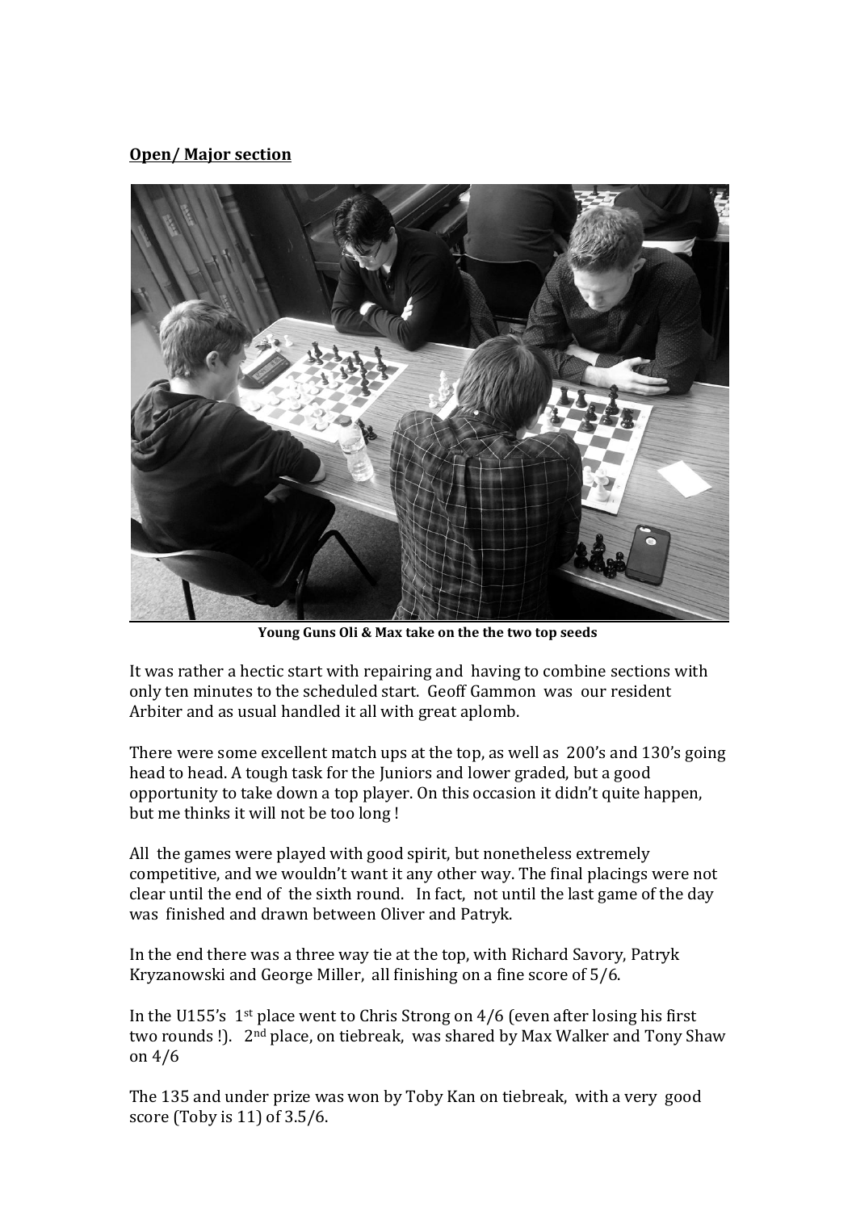**Open/ Major section**

**Young Guns Oli & Max take on the the two top seeds**

It was rather a hectic start with repairing and having to combine sections with only ten minutes to the scheduled start. Geoff Gammon was our resident Arbiter and as usual handled it all with great aplomb.

There were some excellent match ups at the top, as well as 200's and 130's going head to head. A tough task for the Juniors and lower graded, but a good opportunity to take down a top player. On this occasion it didn't quite happen, but me thinks it will not be too long !

All the games were played with good spirit, but nonetheless extremely competitive, and we wouldn't want it any other way. The final placings were not clear until the end of the sixth round. In fact, not until the last game of the day was finished and drawn between Oliver and Patryk.

In the end there was a three way tie at the top, with Richard Savory, Patryk Kryzanowski and George Miller, all finishing on a fine score of 5/6.

In the U155's 1st place went to Chris Strong on 4/6 (even after losing his first two rounds !). 2nd place, on tiebreak, was shared by Max Walker and Tony Shaw on 4/6

The 135 and under prize was won by Toby Kan on tiebreak, with a very good score (Toby is 11) of 3.5/6.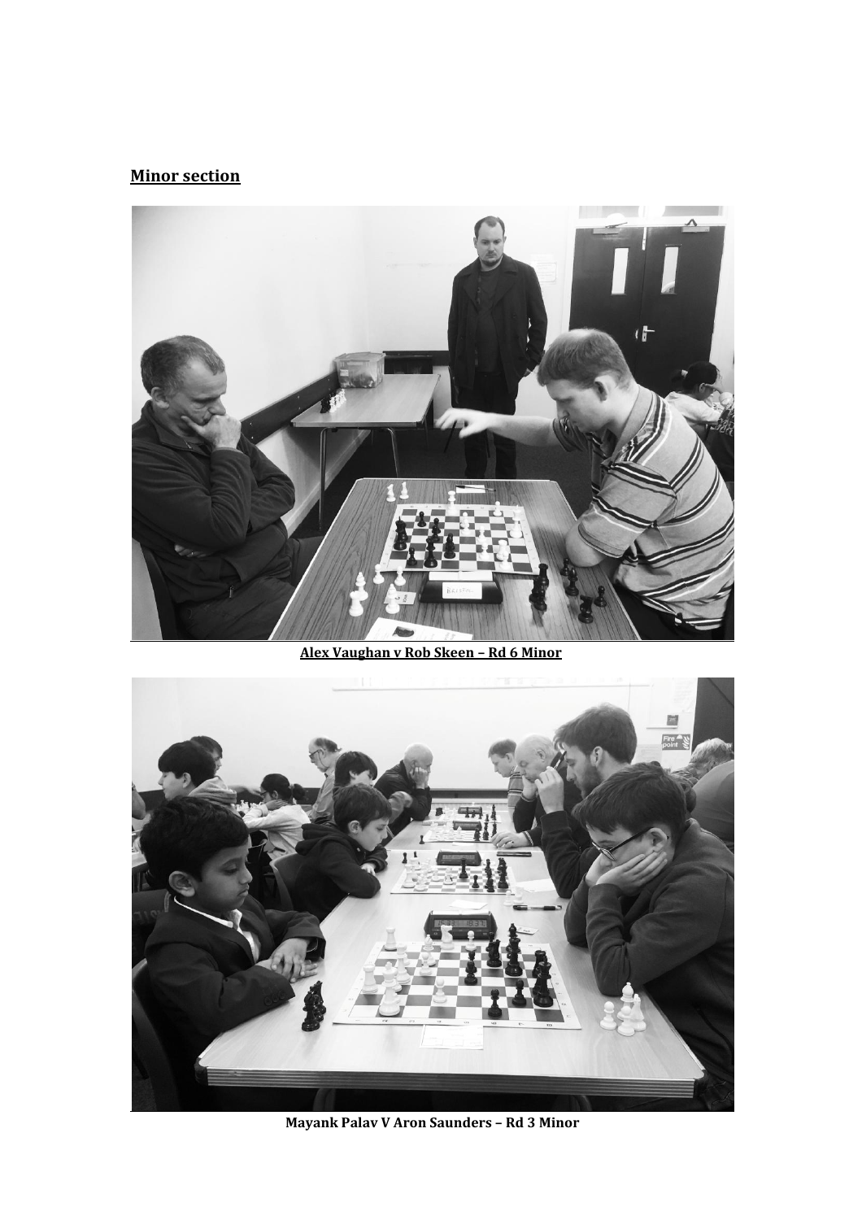## Minor section

Alex Vaughan v Rob Skeen – Rd 6 Minor

Mayank Palav V Aron Saunders – Rd 3 Minor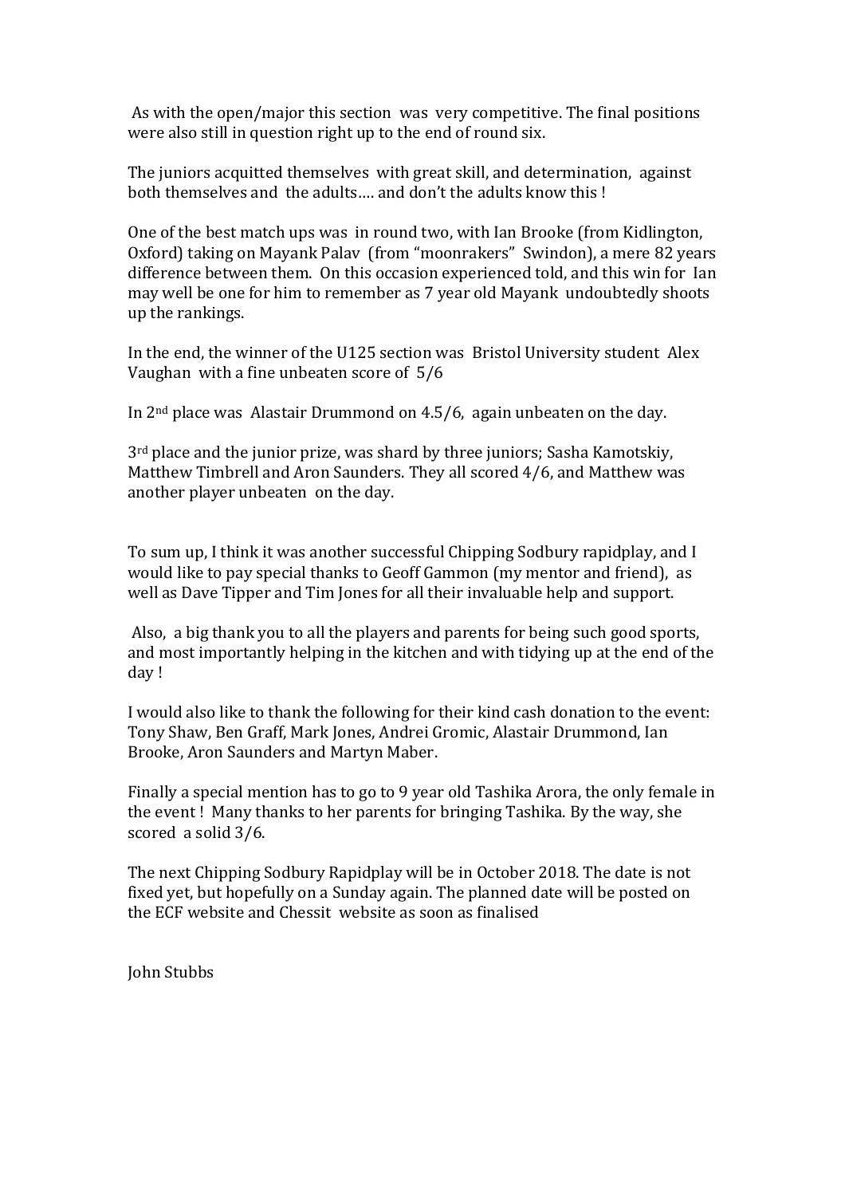As with the open/major this section was very competitive. The final positions were also still in question right up to the end of round six.

The juniors acquitted themselves with great skill, and determination, against both themselves and the adults…. and don't the adults know this !

One of the best match ups was in round two, with Ian Brooke (from Kidlington, Oxford) taking on Mayank Palav (from "moonrakers" Swindon), a mere 82 years difference between them. On this occasion experienced told, and this win for Ian may well be one for him to remember as 7 year old Mayank undoubtedly shoots up the rankings.

In the end, the winner of the U125 section was Bristol University student Alex Vaughan with a fine unbeaten score of 5/6

In 2nd place was Alastair Drummond on 4.5/6, again unbeaten on the day.

3rd place and the junior prize, was shard by three juniors; Sasha Kamotskiy, Matthew Timbrell and Aron Saunders. They all scored 4/6, and Matthew was another player unbeaten on the day.

To sum up, I think it was another successful Chipping Sodbury rapidplay, and I would like to pay special thanks to Geoff Gammon (my mentor and friend), as well as Dave Tipper and Tim Jones for all their invaluable help and support.

Also, a big thank you to all the players and parents for being such good sports, and most importantly helping in the kitchen and with tidying up at the end of the day !

I would also like to thank the following for their kind cash donation to the event: Tony Shaw, Ben Graff, Mark Jones, Andrei Gromic, Alastair Drummond, Ian Brooke, Aron Saunders and Martyn Maber.

Finally a special mention has to go to 9 year old Tashika Arora, the only female in the event ! Many thanks to her parents for bringing Tashika. By the way, she scored a solid 3/6.

The next Chipping Sodbury Rapidplay will be in October 2018. The date is not fixed yet, but hopefully on a Sunday again. The planned date will be posted on the ECF website and Chessit website as soon as finalised

John Stubbs